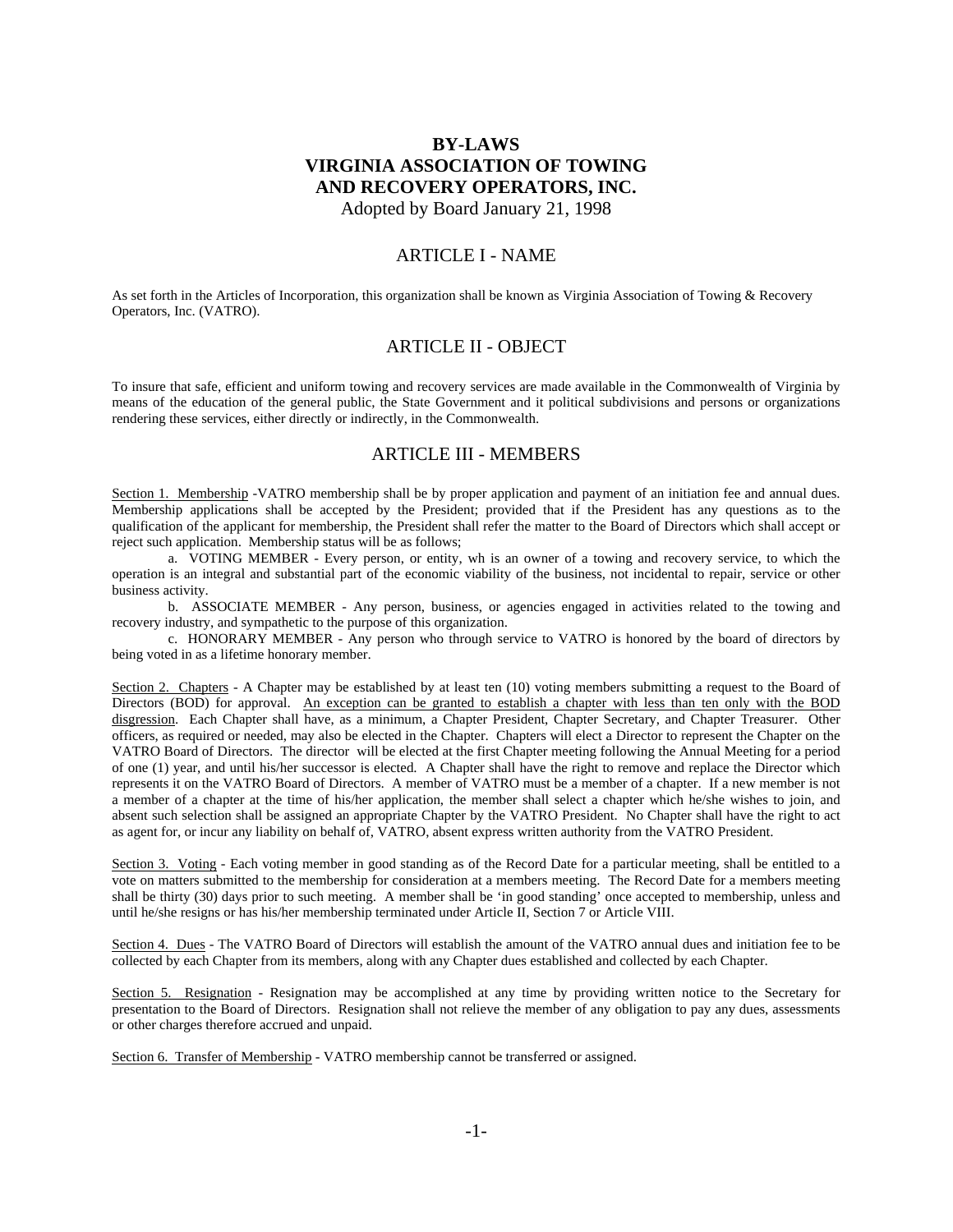# BY-LAWS
# VIRGINIA ASSOCIATION OF TOWING AND RECOVERY OPERATORS, INC.

Adopted by Board January 21, 1998

## ARTICLE I - NAME

As set forth in the Articles of Incorporation, this organization shall be known as Virginia Association of Towing & Recovery Operators, Inc. (VATRO).

## ARTICLE II - OBJECT

To insure that safe, efficient and uniform towing and recovery services are made available in the Commonwealth of Virginia by means of the education of the general public, the State Government and it political subdivisions and persons or organizations rendering these services, either directly or indirectly, in the Commonwealth.

## ARTICLE III - MEMBERS

<u>Section 1. Membership</u> -VATRO membership shall be by proper application and payment of an initiation fee and annual dues. Membership applications shall be accepted by the President; provided that if the President has any questions as to the qualification of the applicant for membership, the President shall refer the matter to the Board of Directors which shall accept or reject such application. Membership status will be as follows;

a. VOTING MEMBER - Every person, or entity, wh is an owner of a towing and recovery service, to which the operation is an integral and substantial part of the economic viability of the business, not incidental to repair, service or other business activity.

b. ASSOCIATE MEMBER - Any person, business, or agencies engaged in activities related to the towing and recovery industry, and sympathetic to the purpose of this organization.

c. HONORARY MEMBER - Any person who through service to VATRO is honored by the board of directors by being voted in as a lifetime honorary member.

<u>Section 2. Chapters</u> - A Chapter may be established by at least ten (10) voting members submitting a request to the Board of Directors (BOD) for approval. <u>An exception can be granted to establish a chapter with less than ten only with the BOD disgression</u>. Each Chapter shall have, as a minimum, a Chapter President, Chapter Secretary, and Chapter Treasurer. Other officers, as required or needed, may also be elected in the Chapter. Chapters will elect a Director to represent the Chapter on the VATRO Board of Directors. The director will be elected at the first Chapter meeting following the Annual Meeting for a period of one (1) year, and until his/her successor is elected. A Chapter shall have the right to remove and replace the Director which represents it on the VATRO Board of Directors. A member of VATRO must be a member of a chapter. If a new member is not a member of a chapter at the time of his/her application, the member shall select a chapter which he/she wishes to join, and absent such selection shall be assigned an appropriate Chapter by the VATRO President. No Chapter shall have the right to act as agent for, or incur any liability on behalf of, VATRO, absent express written authority from the VATRO President.

<u>Section 3. Voting</u> - Each voting member in good standing as of the Record Date for a particular meeting, shall be entitled to a vote on matters submitted to the membership for consideration at a members meeting. The Record Date for a members meeting shall be thirty (30) days prior to such meeting. A member shall be 'in good standing' once accepted to membership, unless and until he/she resigns or has his/her membership terminated under Article II, Section 7 or Article VIII.

<u>Section 4. Dues</u> - The VATRO Board of Directors will establish the amount of the VATRO annual dues and initiation fee to be collected by each Chapter from its members, along with any Chapter dues established and collected by each Chapter.

<u>Section 5. Resignation</u> - Resignation may be accomplished at any time by providing written notice to the Secretary for presentation to the Board of Directors. Resignation shall not relieve the member of any obligation to pay any dues, assessments or other charges therefore accrued and unpaid.

<u>Section 6. Transfer of Membership</u> - VATRO membership cannot be transferred or assigned.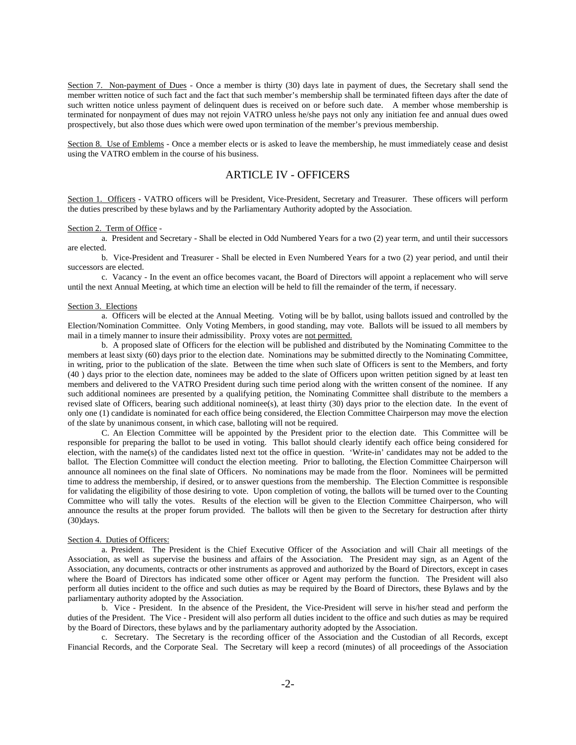Section 7. Non-payment of Dues - Once a member is thirty (30) days late in payment of dues, the Secretary shall send the member written notice of such fact and the fact that such member's membership shall be terminated fifteen days after the date of such written notice unless payment of delinquent dues is received on or before such date. A member whose membership is terminated for nonpayment of dues may not rejoin VATRO unless he/she pays not only any initiation fee and annual dues owed prospectively, but also those dues which were owed upon termination of the member's previous membership.

Section 8. Use of Emblems - Once a member elects or is asked to leave the membership, he must immediately cease and desist using the VATRO emblem in the course of his business.

## ARTICLE IV - OFFICERS

Section 1. Officers - VATRO officers will be President, Vice-President, Secretary and Treasurer. These officers will perform the duties prescribed by these bylaws and by the Parliamentary Authority adopted by the Association.

Section 2. Term of Office -

a. President and Secretary - Shall be elected in Odd Numbered Years for a two (2) year term, and until their successors are elected.

b. Vice-President and Treasurer - Shall be elected in Even Numbered Years for a two (2) year period, and until their successors are elected.

c. Vacancy - In the event an office becomes vacant, the Board of Directors will appoint a replacement who will serve until the next Annual Meeting, at which time an election will be held to fill the remainder of the term, if necessary.

Section 3. Elections

a. Officers will be elected at the Annual Meeting. Voting will be by ballot, using ballots issued and controlled by the Election/Nomination Committee. Only Voting Members, in good standing, may vote. Ballots will be issued to all members by mail in a timely manner to insure their admissibility. Proxy votes are not permitted.

b. A proposed slate of Officers for the election will be published and distributed by the Nominating Committee to the members at least sixty (60) days prior to the election date. Nominations may be submitted directly to the Nominating Committee, in writing, prior to the publication of the slate. Between the time when such slate of Officers is sent to the Members, and forty (40 ) days prior to the election date, nominees may be added to the slate of Officers upon written petition signed by at least ten members and delivered to the VATRO President during such time period along with the written consent of the nominee. If any such additional nominees are presented by a qualifying petition, the Nominating Committee shall distribute to the members a revised slate of Officers, bearing such additional nominee(s), at least thirty (30) days prior to the election date. In the event of only one (1) candidate is nominated for each office being considered, the Election Committee Chairperson may move the election of the slate by unanimous consent, in which case, balloting will not be required.

C. An Election Committee will be appointed by the President prior to the election date. This Committee will be responsible for preparing the ballot to be used in voting. This ballot should clearly identify each office being considered for election, with the name(s) of the candidates listed next tot the office in question. 'Write-in' candidates may not be added to the ballot. The Election Committee will conduct the election meeting. Prior to balloting, the Election Committee Chairperson will announce all nominees on the final slate of Officers. No nominations may be made from the floor. Nominees will be permitted time to address the membership, if desired, or to answer questions from the membership. The Election Committee is responsible for validating the eligibility of those desiring to vote. Upon completion of voting, the ballots will be turned over to the Counting Committee who will tally the votes. Results of the election will be given to the Election Committee Chairperson, who will announce the results at the proper forum provided. The ballots will then be given to the Secretary for destruction after thirty (30)days.

Section 4. Duties of Officers:

a. President. The President is the Chief Executive Officer of the Association and will Chair all meetings of the Association, as well as supervise the business and affairs of the Association. The President may sign, as an Agent of the Association, any documents, contracts or other instruments as approved and authorized by the Board of Directors, except in cases where the Board of Directors has indicated some other officer or Agent may perform the function. The President will also perform all duties incident to the office and such duties as may be required by the Board of Directors, these Bylaws and by the parliamentary authority adopted by the Association.

b. Vice - President. In the absence of the President, the Vice-President will serve in his/her stead and perform the duties of the President. The Vice - President will also perform all duties incident to the office and such duties as may be required by the Board of Directors, these bylaws and by the parliamentary authority adopted by the Association.

c. Secretary. The Secretary is the recording officer of the Association and the Custodian of all Records, except Financial Records, and the Corporate Seal. The Secretary will keep a record (minutes) of all proceedings of the Association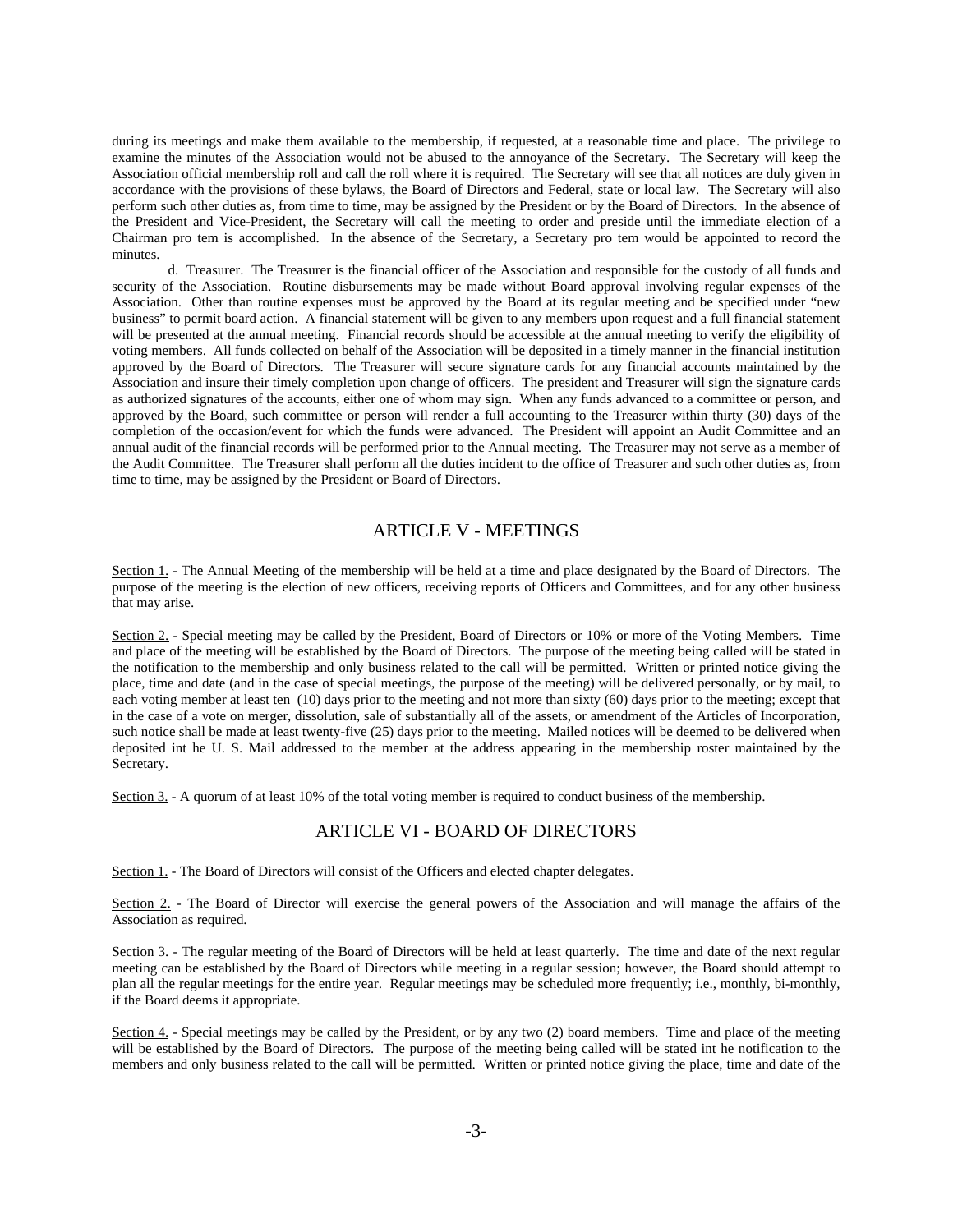during its meetings and make them available to the membership, if requested, at a reasonable time and place. The privilege to examine the minutes of the Association would not be abused to the annoyance of the Secretary. The Secretary will keep the Association official membership roll and call the roll where it is required. The Secretary will see that all notices are duly given in accordance with the provisions of these bylaws, the Board of Directors and Federal, state or local law. The Secretary will also perform such other duties as, from time to time, may be assigned by the President or by the Board of Directors. In the absence of the President and Vice-President, the Secretary will call the meeting to order and preside until the immediate election of a Chairman pro tem is accomplished. In the absence of the Secretary, a Secretary pro tem would be appointed to record the minutes.

d. Treasurer. The Treasurer is the financial officer of the Association and responsible for the custody of all funds and security of the Association. Routine disbursements may be made without Board approval involving regular expenses of the Association. Other than routine expenses must be approved by the Board at its regular meeting and be specified under "new business" to permit board action. A financial statement will be given to any members upon request and a full financial statement will be presented at the annual meeting. Financial records should be accessible at the annual meeting to verify the eligibility of voting members. All funds collected on behalf of the Association will be deposited in a timely manner in the financial institution approved by the Board of Directors. The Treasurer will secure signature cards for any financial accounts maintained by the Association and insure their timely completion upon change of officers. The president and Treasurer will sign the signature cards as authorized signatures of the accounts, either one of whom may sign. When any funds advanced to a committee or person, and approved by the Board, such committee or person will render a full accounting to the Treasurer within thirty (30) days of the completion of the occasion/event for which the funds were advanced. The President will appoint an Audit Committee and an annual audit of the financial records will be performed prior to the Annual meeting. The Treasurer may not serve as a member of the Audit Committee. The Treasurer shall perform all the duties incident to the office of Treasurer and such other duties as, from time to time, may be assigned by the President or Board of Directors.

## ARTICLE V - MEETINGS

Section 1. - The Annual Meeting of the membership will be held at a time and place designated by the Board of Directors. The purpose of the meeting is the election of new officers, receiving reports of Officers and Committees, and for any other business that may arise.

Section 2. - Special meeting may be called by the President, Board of Directors or 10% or more of the Voting Members. Time and place of the meeting will be established by the Board of Directors. The purpose of the meeting being called will be stated in the notification to the membership and only business related to the call will be permitted. Written or printed notice giving the place, time and date (and in the case of special meetings, the purpose of the meeting) will be delivered personally, or by mail, to each voting member at least ten (10) days prior to the meeting and not more than sixty (60) days prior to the meeting; except that in the case of a vote on merger, dissolution, sale of substantially all of the assets, or amendment of the Articles of Incorporation, such notice shall be made at least twenty-five (25) days prior to the meeting. Mailed notices will be deemed to be delivered when deposited int he U. S. Mail addressed to the member at the address appearing in the membership roster maintained by the Secretary.

Section 3. - A quorum of at least 10% of the total voting member is required to conduct business of the membership.

## ARTICLE VI - BOARD OF DIRECTORS

Section 1. - The Board of Directors will consist of the Officers and elected chapter delegates.

Section 2. - The Board of Director will exercise the general powers of the Association and will manage the affairs of the Association as required.

Section 3. - The regular meeting of the Board of Directors will be held at least quarterly. The time and date of the next regular meeting can be established by the Board of Directors while meeting in a regular session; however, the Board should attempt to plan all the regular meetings for the entire year. Regular meetings may be scheduled more frequently; i.e., monthly, bi-monthly, if the Board deems it appropriate.

Section 4. - Special meetings may be called by the President, or by any two (2) board members. Time and place of the meeting will be established by the Board of Directors. The purpose of the meeting being called will be stated int he notification to the members and only business related to the call will be permitted. Written or printed notice giving the place, time and date of the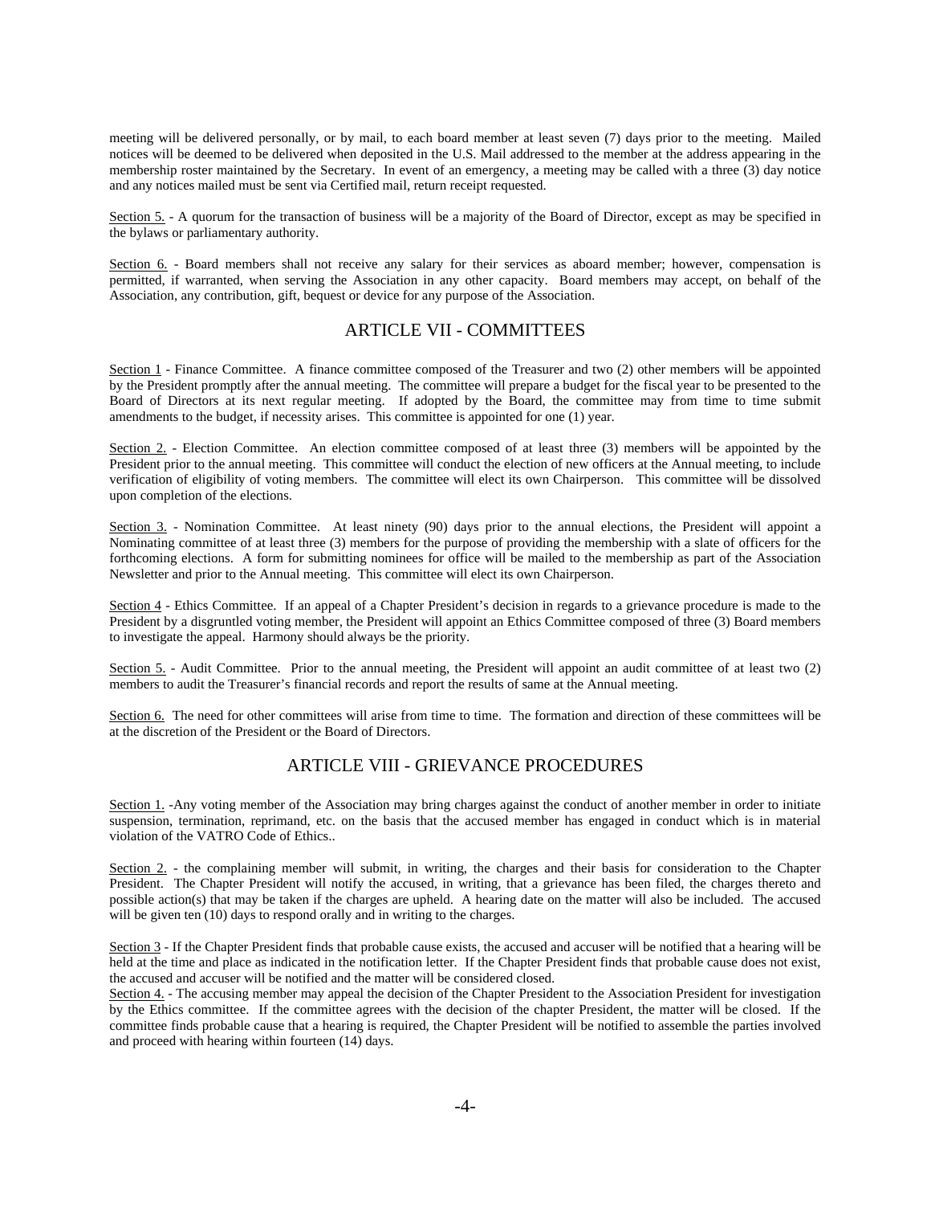meeting will be delivered personally, or by mail, to each board member at least seven (7) days prior to the meeting. Mailed notices will be deemed to be delivered when deposited in the U.S. Mail addressed to the member at the address appearing in the membership roster maintained by the Secretary. In event of an emergency, a meeting may be called with a three (3) day notice and any notices mailed must be sent via Certified mail, return receipt requested.

Section 5. - A quorum for the transaction of business will be a majority of the Board of Director, except as may be specified in the bylaws or parliamentary authority.

Section 6. - Board members shall not receive any salary for their services as aboard member; however, compensation is permitted, if warranted, when serving the Association in any other capacity. Board members may accept, on behalf of the Association, any contribution, gift, bequest or device for any purpose of the Association.

## ARTICLE VII - COMMITTEES

Section 1 - Finance Committee. A finance committee composed of the Treasurer and two (2) other members will be appointed by the President promptly after the annual meeting. The committee will prepare a budget for the fiscal year to be presented to the Board of Directors at its next regular meeting. If adopted by the Board, the committee may from time to time submit amendments to the budget, if necessity arises. This committee is appointed for one (1) year.

Section 2. - Election Committee. An election committee composed of at least three (3) members will be appointed by the President prior to the annual meeting. This committee will conduct the election of new officers at the Annual meeting, to include verification of eligibility of voting members. The committee will elect its own Chairperson. This committee will be dissolved upon completion of the elections.

Section 3. - Nomination Committee. At least ninety (90) days prior to the annual elections, the President will appoint a Nominating committee of at least three (3) members for the purpose of providing the membership with a slate of officers for the forthcoming elections. A form for submitting nominees for office will be mailed to the membership as part of the Association Newsletter and prior to the Annual meeting. This committee will elect its own Chairperson.

Section 4 - Ethics Committee. If an appeal of a Chapter President's decision in regards to a grievance procedure is made to the President by a disgruntled voting member, the President will appoint an Ethics Committee composed of three (3) Board members to investigate the appeal. Harmony should always be the priority.

Section 5. - Audit Committee. Prior to the annual meeting, the President will appoint an audit committee of at least two (2) members to audit the Treasurer's financial records and report the results of same at the Annual meeting.

Section 6. The need for other committees will arise from time to time. The formation and direction of these committees will be at the discretion of the President or the Board of Directors.

## ARTICLE VIII - GRIEVANCE PROCEDURES

Section 1. -Any voting member of the Association may bring charges against the conduct of another member in order to initiate suspension, termination, reprimand, etc. on the basis that the accused member has engaged in conduct which is in material violation of the VATRO Code of Ethics..

Section 2. - the complaining member will submit, in writing, the charges and their basis for consideration to the Chapter President. The Chapter President will notify the accused, in writing, that a grievance has been filed, the charges thereto and possible action(s) that may be taken if the charges are upheld. A hearing date on the matter will also be included. The accused will be given ten (10) days to respond orally and in writing to the charges.

Section 3 - If the Chapter President finds that probable cause exists, the accused and accuser will be notified that a hearing will be held at the time and place as indicated in the notification letter. If the Chapter President finds that probable cause does not exist, the accused and accuser will be notified and the matter will be considered closed.

Section 4. - The accusing member may appeal the decision of the Chapter President to the Association President for investigation by the Ethics committee. If the committee agrees with the decision of the chapter President, the matter will be closed. If the committee finds probable cause that a hearing is required, the Chapter President will be notified to assemble the parties involved and proceed with hearing within fourteen (14) days.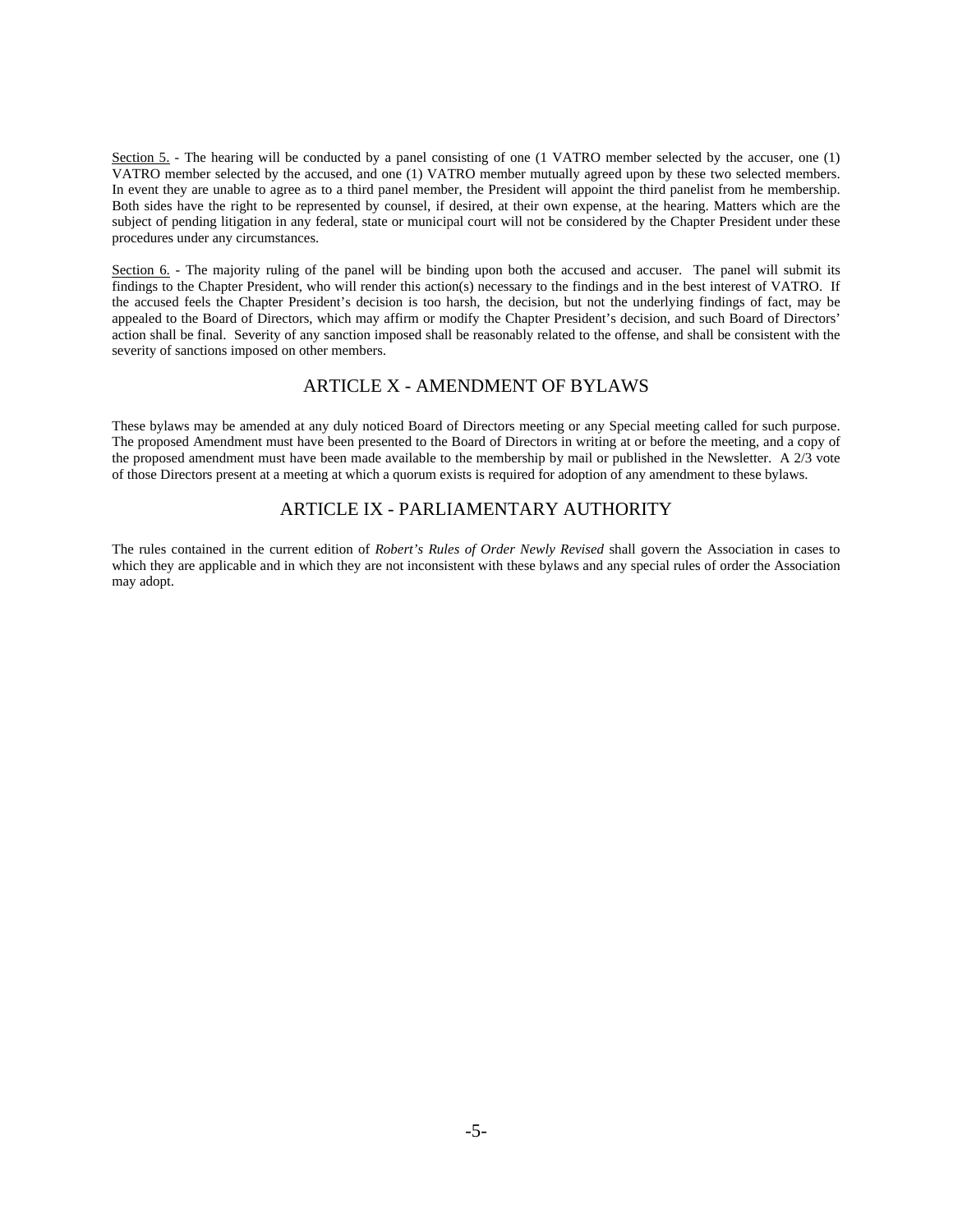Section 5. - The hearing will be conducted by a panel consisting of one (1 VATRO member selected by the accuser, one (1) VATRO member selected by the accused, and one (1) VATRO member mutually agreed upon by these two selected members. In event they are unable to agree as to a third panel member, the President will appoint the third panelist from he membership. Both sides have the right to be represented by counsel, if desired, at their own expense, at the hearing. Matters which are the subject of pending litigation in any federal, state or municipal court will not be considered by the Chapter President under these procedures under any circumstances.

Section 6. - The majority ruling of the panel will be binding upon both the accused and accuser. The panel will submit its findings to the Chapter President, who will render this action(s) necessary to the findings and in the best interest of VATRO. If the accused feels the Chapter President's decision is too harsh, the decision, but not the underlying findings of fact, may be appealed to the Board of Directors, which may affirm or modify the Chapter President's decision, and such Board of Directors' action shall be final. Severity of any sanction imposed shall be reasonably related to the offense, and shall be consistent with the severity of sanctions imposed on other members.

## ARTICLE X - AMENDMENT OF BYLAWS

These bylaws may be amended at any duly noticed Board of Directors meeting or any Special meeting called for such purpose. The proposed Amendment must have been presented to the Board of Directors in writing at or before the meeting, and a copy of the proposed amendment must have been made available to the membership by mail or published in the Newsletter. A 2/3 vote of those Directors present at a meeting at which a quorum exists is required for adoption of any amendment to these bylaws.

## ARTICLE IX - PARLIAMENTARY AUTHORITY

The rules contained in the current edition of *Robert's Rules of Order Newly Revised* shall govern the Association in cases to which they are applicable and in which they are not inconsistent with these bylaws and any special rules of order the Association may adopt.